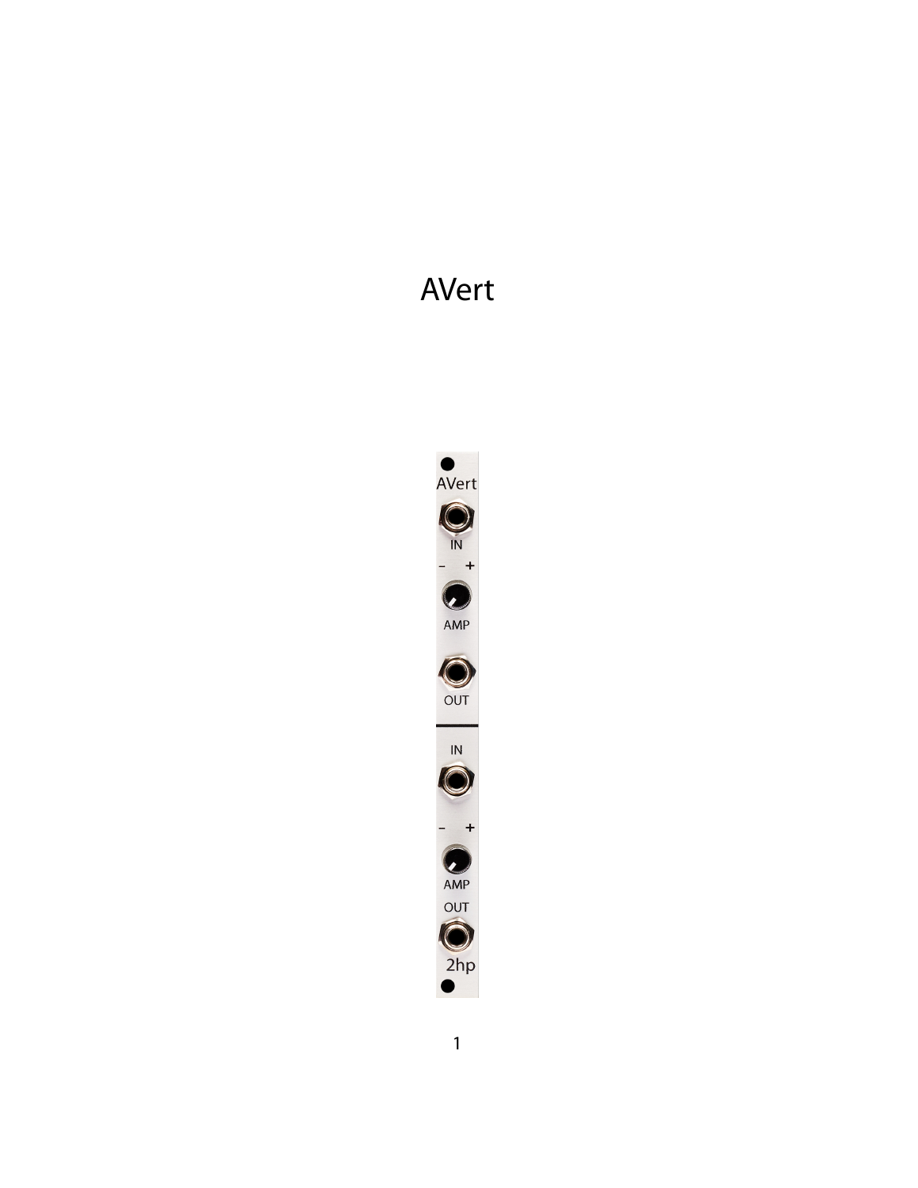# AVert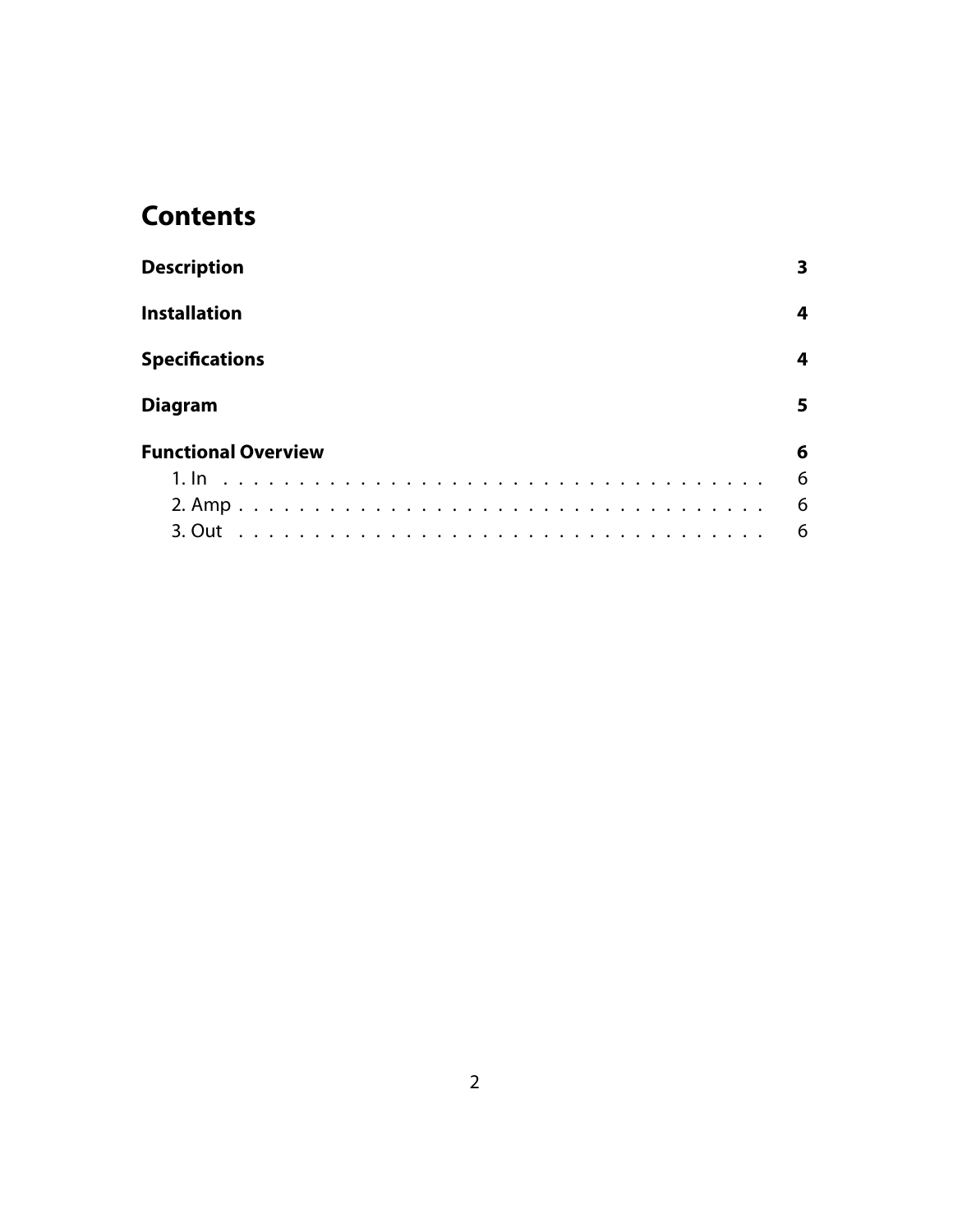# Contents

**Description** 3

**Installation** 4

**Specifications** 4

**Diagram** 5

**Functional Overview** 6

- 1. In . . . . . . . . . . . . . . . . . . . . . . . . . . . . . . . . . . 6
- 2. Amp . . . . . . . . . . . . . . . . . . . . . . . . . . . . . . . . . 6
- 3. Out . . . . . . . . . . . . . . . . . . . . . . . . . . . . . . . . . 6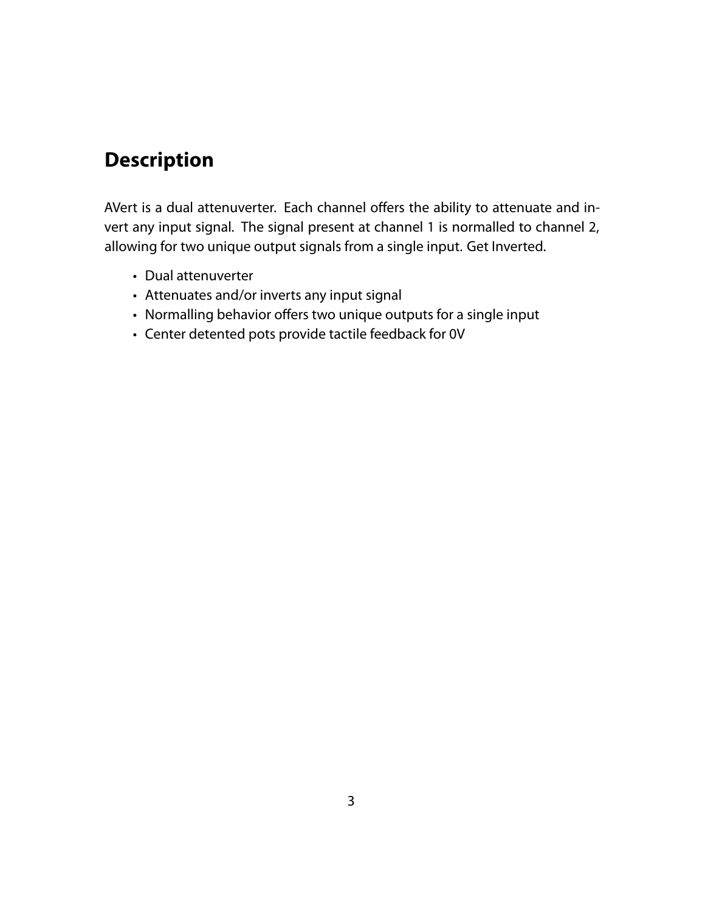# Description

AVert is a dual attenuverter. Each channel offers the ability to attenuate and invert any input signal. The signal present at channel 1 is normalled to channel 2, allowing for two unique output signals from a single input. Get Inverted.

- Dual attenuverter
- Attenuates and/or inverts any input signal
- Normalling behavior offers two unique outputs for a single input
- Center detented pots provide tactile feedback for 0V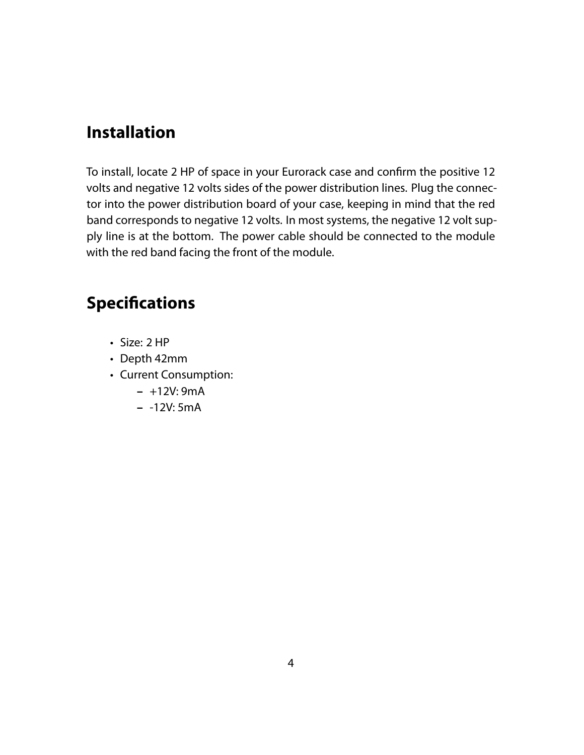## Installation

To install, locate 2 HP of space in your Eurorack case and confirm the positive 12 volts and negative 12 volts sides of the power distribution lines. Plug the connector into the power distribution board of your case, keeping in mind that the red band corresponds to negative 12 volts. In most systems, the negative 12 volt supply line is at the bottom. The power cable should be connected to the module with the red band facing the front of the module.

## Specifications

- Size: 2 HP
- Depth 42mm
- Current Consumption:
  - +12V: 9mA
  - -12V: 5mA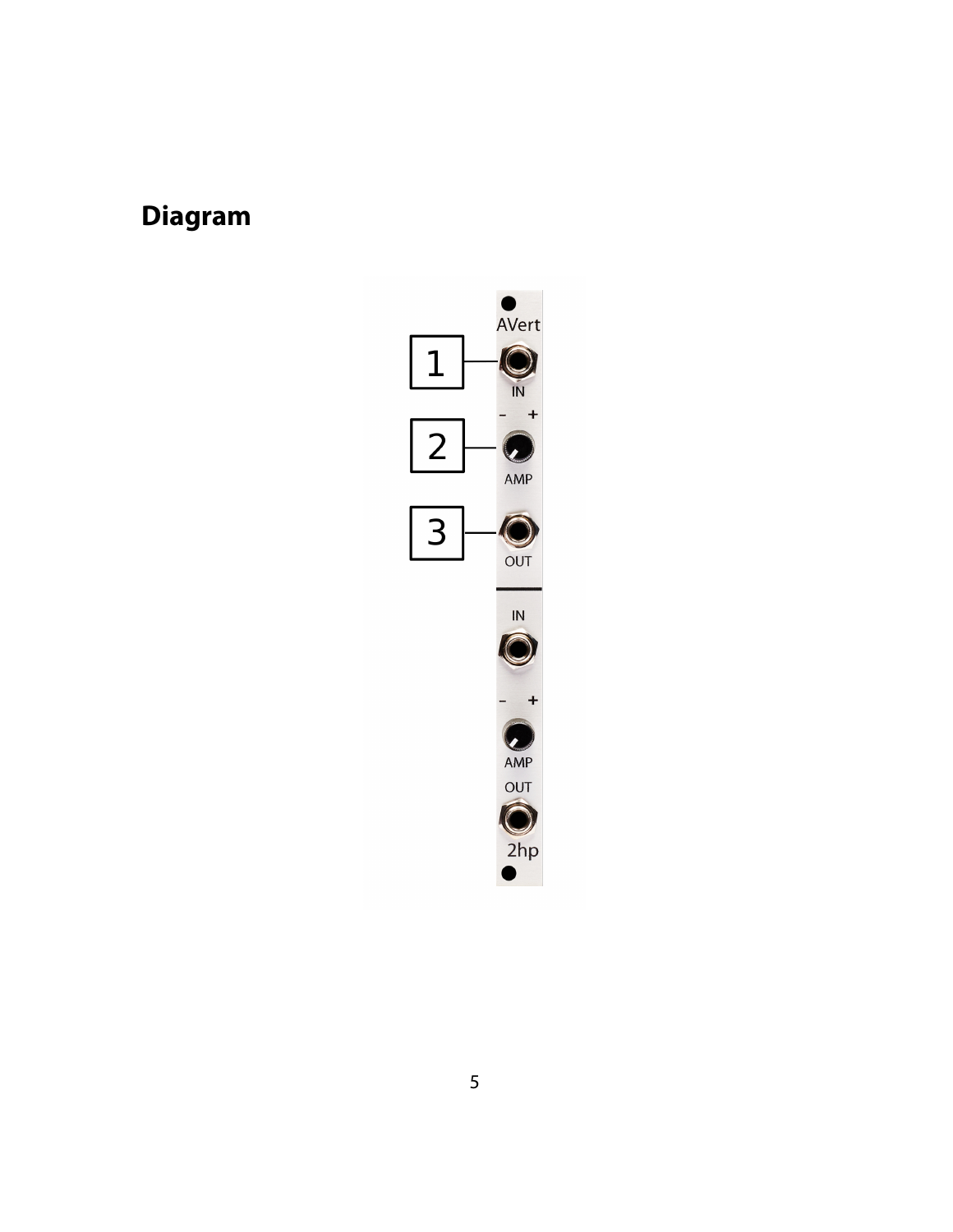## Diagram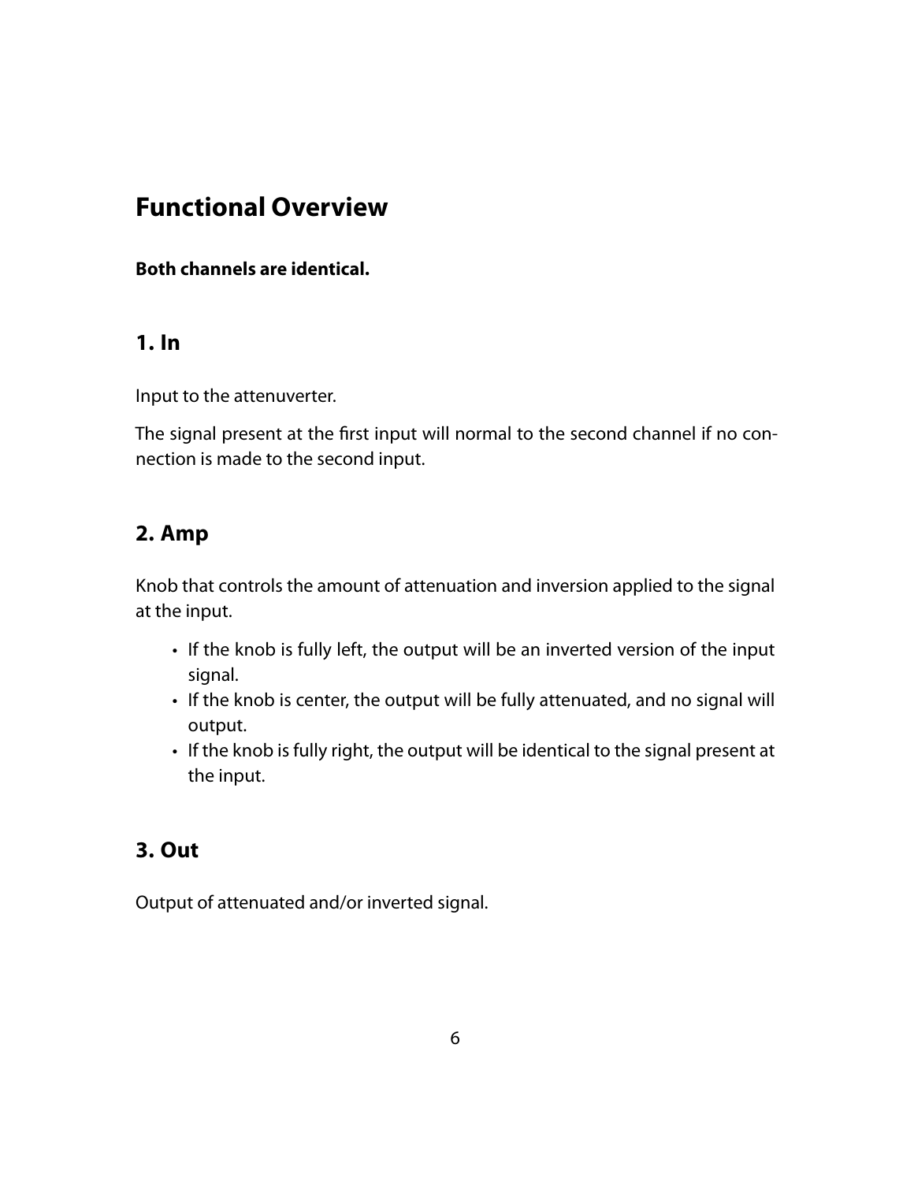# Functional Overview

**Both channels are identical.**

## 1. In

Input to the attenuverter.

The signal present at the first input will normal to the second channel if no connection is made to the second input.

## 2. Amp

Knob that controls the amount of attenuation and inversion applied to the signal at the input.

- If the knob is fully left, the output will be an inverted version of the input signal.
- If the knob is center, the output will be fully attenuated, and no signal will output.
- If the knob is fully right, the output will be identical to the signal present at the input.

## 3. Out

Output of attenuated and/or inverted signal.